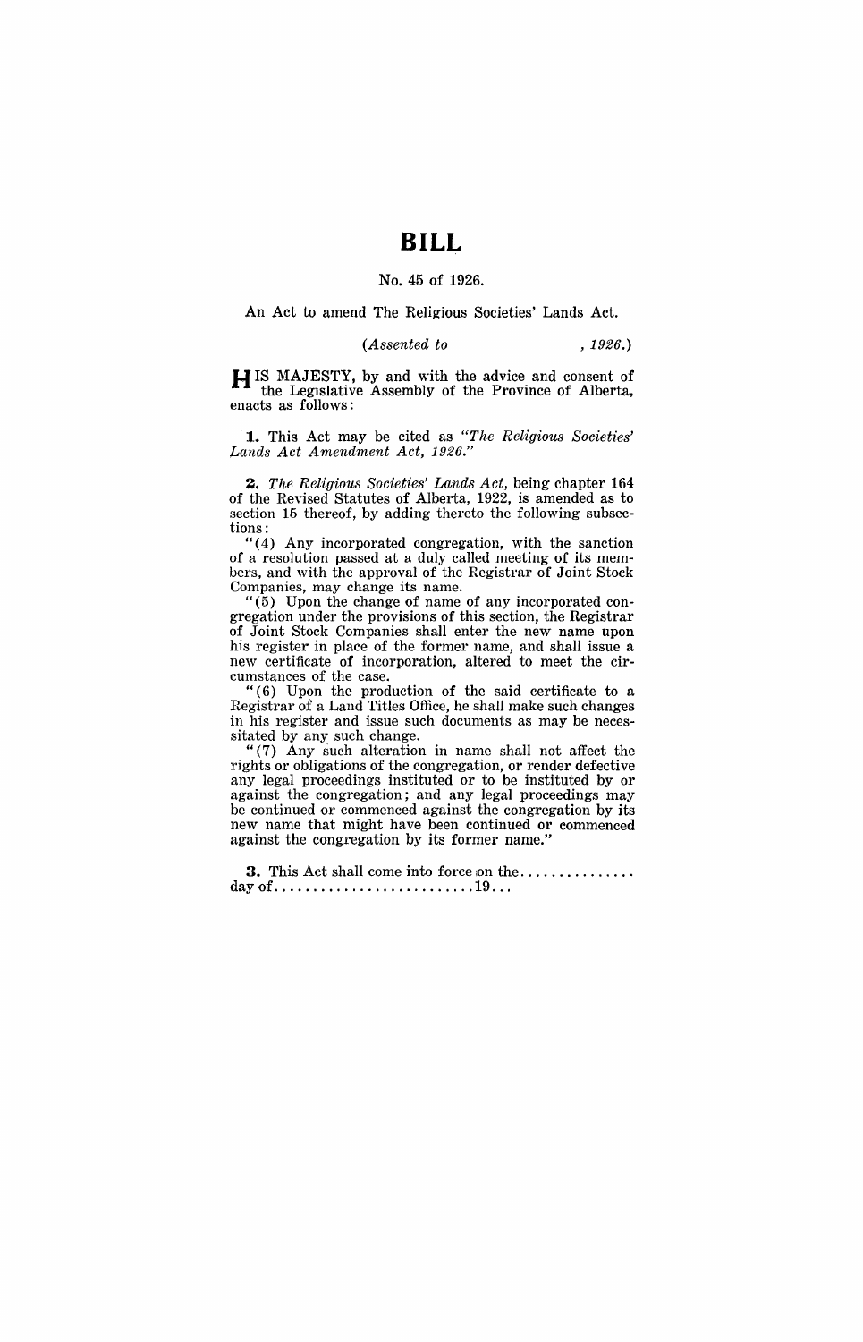# BILL

No. 45 of 1926.

An Act to amend The Religious Societies' Lands Act.

*(Assented to , 1926.)*

HIS MAJESTY, by and with the advice and consent of the Legislative Assembly of the Province of Alberta, enacts as follows:

**1.** This Act may be cited as *"The Religious Societies' Lands Act Amendment Act, 1926."*

**2.** *The Religious Societies' Lands Act*, being chapter 164 of the Revised Statutes of Alberta, 1922, is amended as to section 15 thereof, by adding thereto the following subsections:

"(4) Any incorporated congregation, with the sanction of a resolution passed at a duly called meeting of its members, and with the approval of the Registrar of Joint Stock Companies, may change its name.

"(5) Upon the change of name of any incorporated congregation under the provisions of this section, the Registrar of Joint Stock Companies shall enter the new name upon his register in place of the former name, and shall issue a new certificate of incorporation, altered to meet the circumstances of the case.

"(6) Upon the production of the said certificate to a Registrar of a Land Titles Office, he shall make such changes in his register and issue such documents as may be necessitated by any such change.

"(7) Any such alteration in name shall not affect the rights or obligations of the congregation, or render defective any legal proceedings instituted or to be instituted by or against the congregation; and any legal proceedings may be continued or commenced against the congregation by its new name that might have been continued or commenced against the congregation by its former name."

**3.** This Act shall come into force on the............... day of..........................19...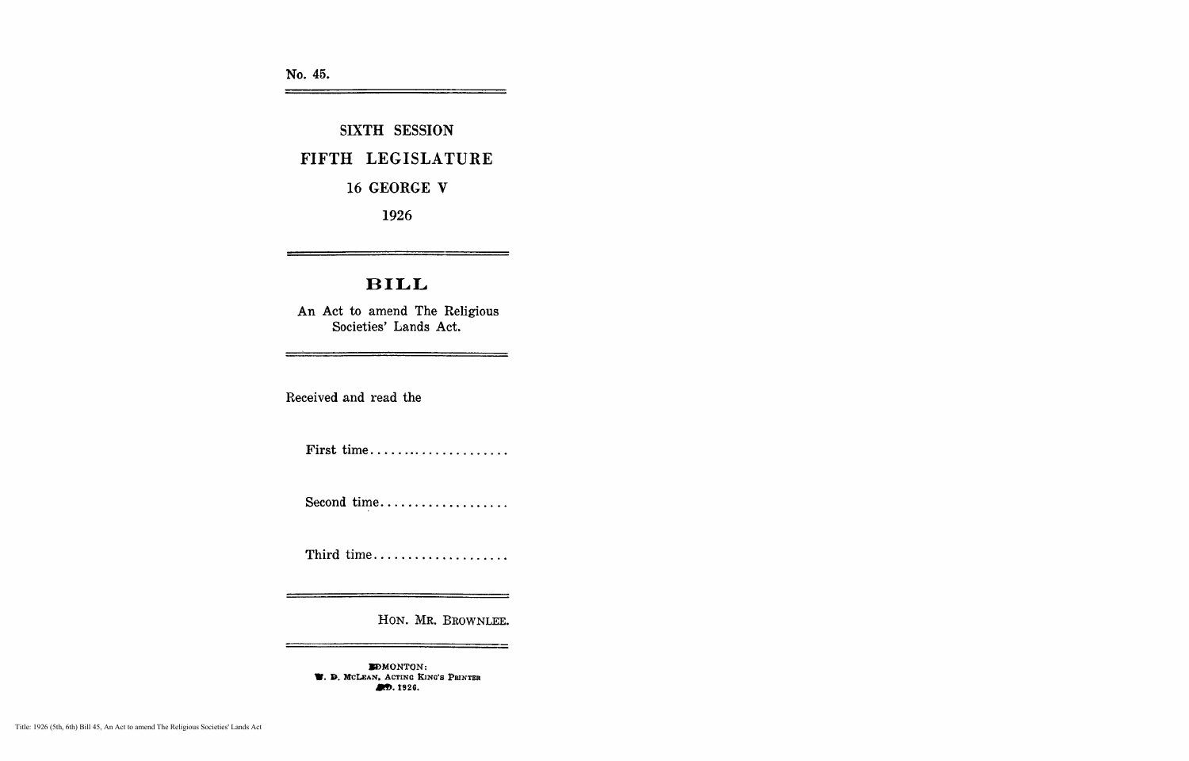No. 45.

SIXTH SESSION

FIFTH LEGISLATURE

16 GEORGE V

1926

# BILL

An Act to amend The Religious Societies' Lands Act.

Received and read the

First time......................

Second time..................

Third time...................

HON. MR. BROWNLEE.

EDMONTON:
W. D. MCLEAN, ACTING KING'S PRINTER
A.D. 1926.

Title: 1926 (5th, 6th) Bill 45, An Act to amend The Religious Societies' Lands Act